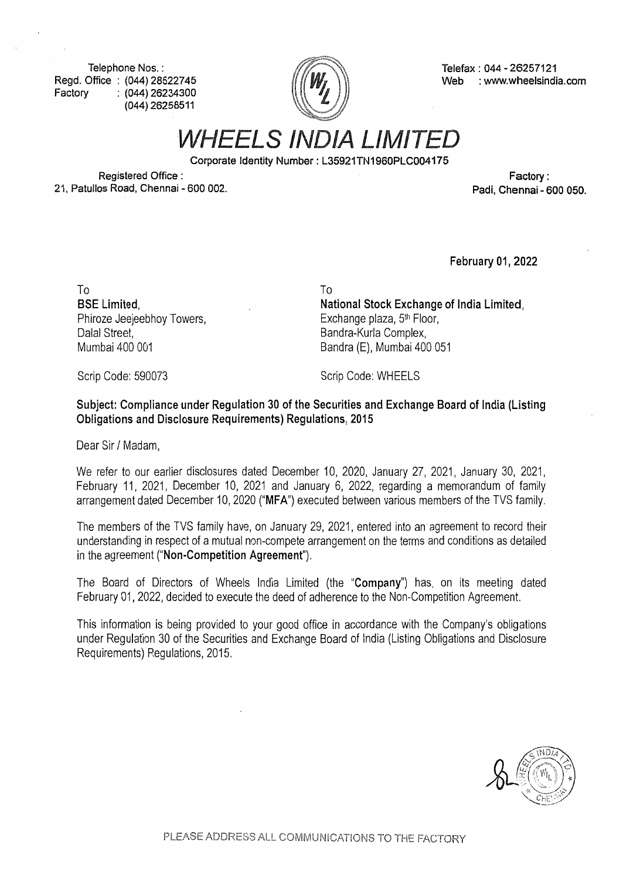Telephone Nos. :
Regd. Office : (044) 28522745
Factory : (044) 26234300
(044) 26258511

Telefax : 044 - 26257121
Web : www.wheelsindia.com

# WHEELS INDIA LIMITED

Corporate Identity Number : L35921TN1960PLC004175

Registered Office :
21, Patullos Road, Chennai - 600 002.

Factory :
Padi, Chennai - 600 050.

**February 01, 2022**

To
**BSE Limited,**
Phiroze Jeejeebhoy Towers,
Dalal Street,
Mumbai 400 001

Scrip Code: 590073

To
**National Stock Exchange of India Limited,**
Exchange plaza, 5th Floor,
Bandra-Kurla Complex,
Bandra (E), Mumbai 400 051

Scrip Code: WHEELS

**Subject: Compliance under Regulation 30 of the Securities and Exchange Board of India (Listing Obligations and Disclosure Requirements) Regulations, 2015**

Dear Sir / Madam,

We refer to our earlier disclosures dated December 10, 2020, January 27, 2021, January 30, 2021, February 11, 2021, December 10, 2021 and January 6, 2022, regarding a memorandum of family arrangement dated December 10, 2020 ("**MFA**") executed between various members of the TVS family.

The members of the TVS family have, on January 29, 2021, entered into an agreement to record their understanding in respect of a mutual non-compete arrangement on the terms and conditions as detailed in the agreement ("**Non-Competition Agreement**").

The Board of Directors of Wheels India Limited (the "**Company**") has, on its meeting dated February 01, 2022, decided to execute the deed of adherence to the Non-Competition Agreement.

This information is being provided to your good office in accordance with the Company's obligations under Regulation 30 of the Securities and Exchange Board of India (Listing Obligations and Disclosure Requirements) Regulations, 2015.

PLEASE ADDRESS ALL COMMUNICATIONS TO THE FACTORY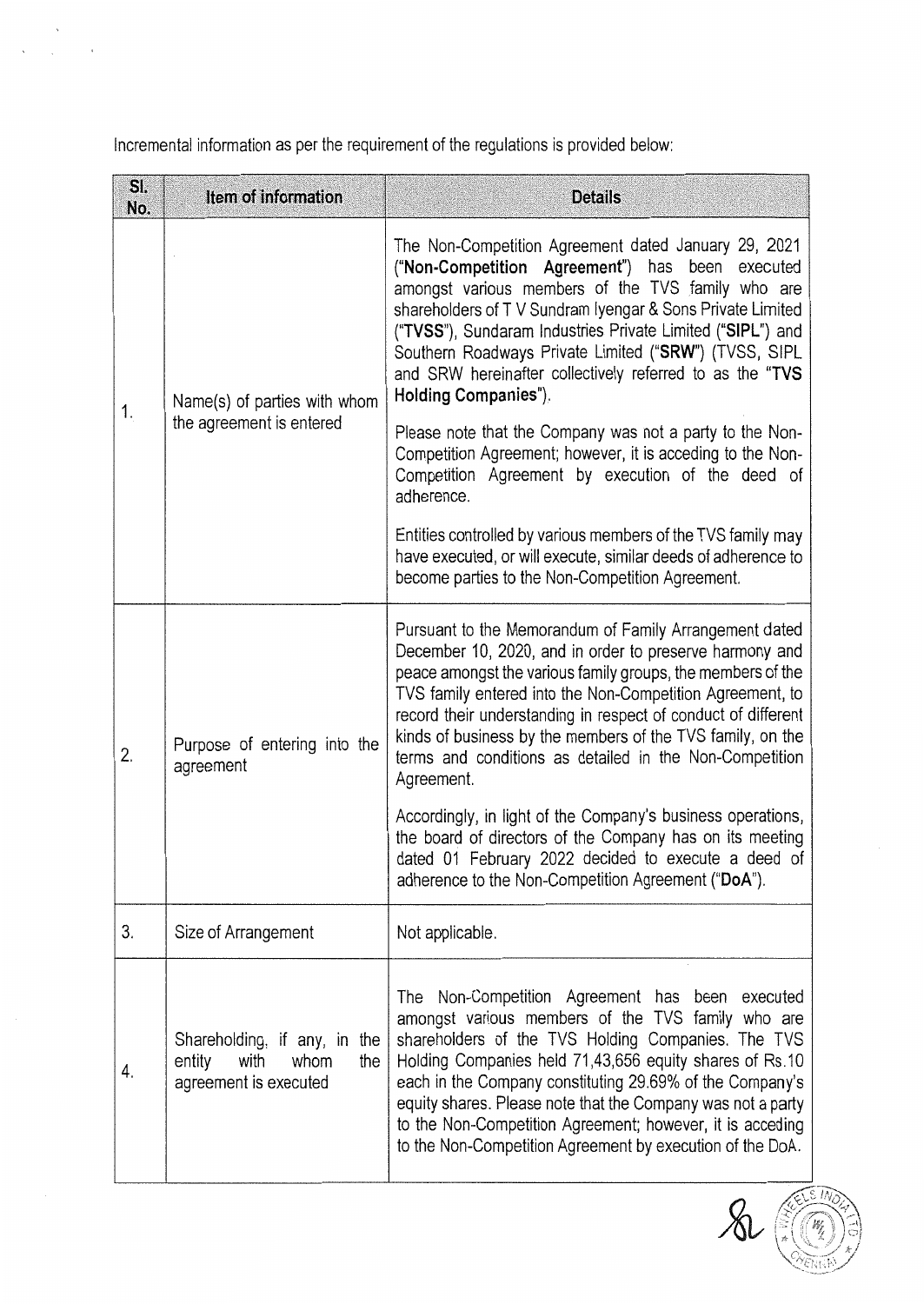Incremental information as per the requirement of the regulations is provided below:

| Sl. No. | Item of information | Details |
|---|---|---|
| 1. | Name(s) of parties with whom the agreement is entered | The Non-Competition Agreement dated January 29, 2021 ("**Non-Competition Agreement**") has been executed amongst various members of the TVS family who are shareholders of T V Sundram Iyengar & Sons Private Limited ("**TVSS**"), Sundaram Industries Private Limited ("**SIPL**") and Southern Roadways Private Limited ("**SRW**") (TVSS, SIPL and SRW hereinafter collectively referred to as the "**TVS Holding Companies**").<br><br>Please note that the Company was not a party to the Non-Competition Agreement; however, it is acceding to the Non-Competition Agreement by execution of the deed of adherence.<br><br>Entities controlled by various members of the TVS family may have executed, or will execute, similar deeds of adherence to become parties to the Non-Competition Agreement. |
| 2. | Purpose of entering into the agreement | Pursuant to the Memorandum of Family Arrangement dated December 10, 2020, and in order to preserve harmony and peace amongst the various family groups, the members of the TVS family entered into the Non-Competition Agreement, to record their understanding in respect of conduct of different kinds of business by the members of the TVS family, on the terms and conditions as detailed in the Non-Competition Agreement.<br><br>Accordingly, in light of the Company's business operations, the board of directors of the Company has on its meeting dated 01 February 2022 decided to execute a deed of adherence to the Non-Competition Agreement ("**DoA**"). |
| 3. | Size of Arrangement | Not applicable. |
| 4. | Shareholding, if any, in the entity with whom the agreement is executed | The Non-Competition Agreement has been executed amongst various members of the TVS family who are shareholders of the TVS Holding Companies. The TVS Holding Companies held 71,43,656 equity shares of Rs.10 each in the Company constituting 29.69% of the Company's equity shares. Please note that the Company was not a party to the Non-Competition Agreement; however, it is acceding to the Non-Competition Agreement by execution of the DoA. |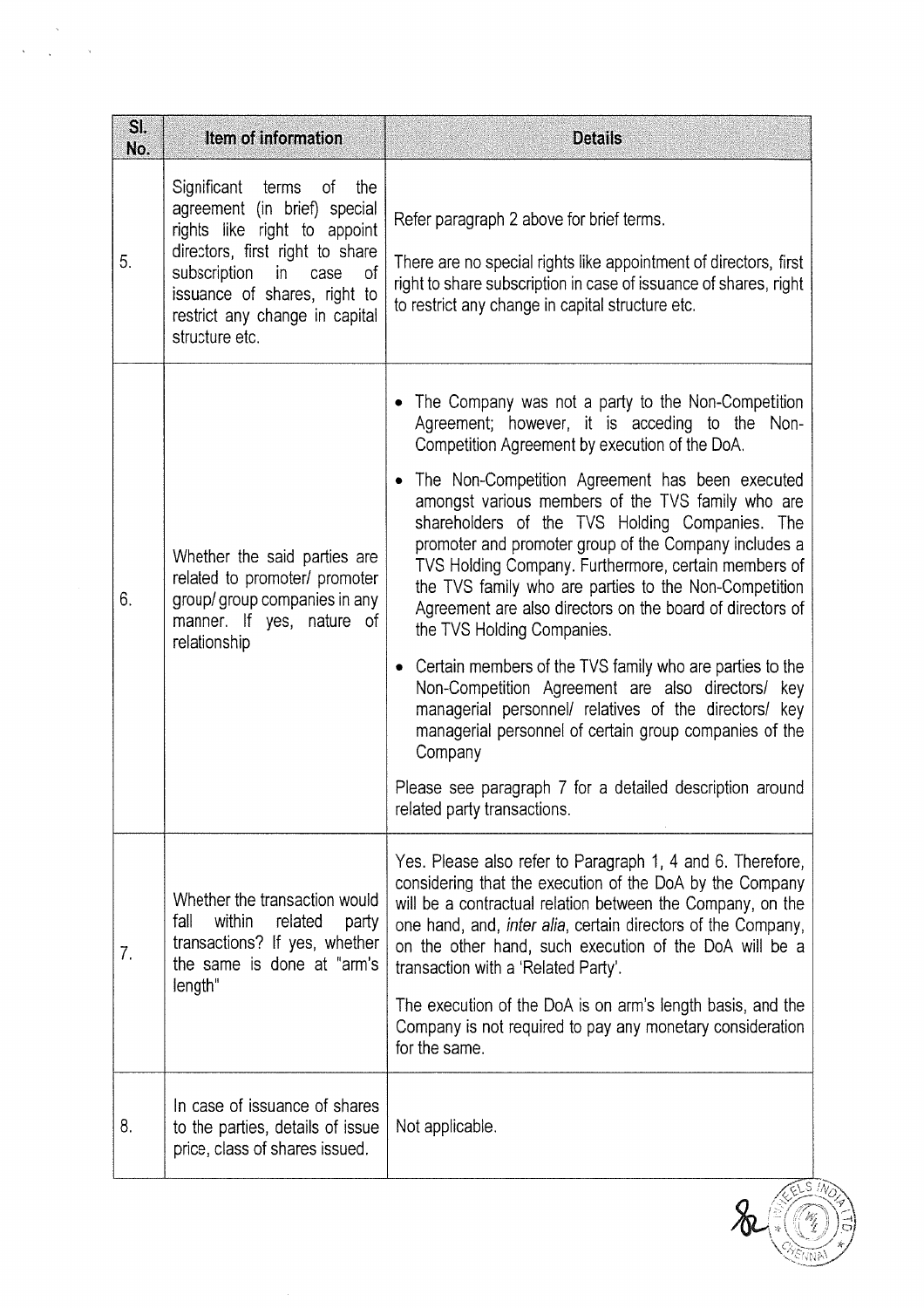| Sl. No. | Item of information | Details |
|---|---|---|
| 5. | Significant terms of the agreement (in brief) special rights like right to appoint directors, first right to share subscription in case of issuance of shares, right to restrict any change in capital structure etc. | Refer paragraph 2 above for brief terms.<br><br>There are no special rights like appointment of directors, first right to share subscription in case of issuance of shares, right to restrict any change in capital structure etc. |
| 6. | Whether the said parties are related to promoter/ promoter group/ group companies in any manner. If yes, nature of relationship | • The Company was not a party to the Non-Competition Agreement; however, it is acceding to the Non-Competition Agreement by execution of the DoA.<br><br>• The Non-Competition Agreement has been executed amongst various members of the TVS family who are shareholders of the TVS Holding Companies. The promoter and promoter group of the Company includes a TVS Holding Company. Furthermore, certain members of the TVS family who are parties to the Non-Competition Agreement are also directors on the board of directors of the TVS Holding Companies.<br><br>• Certain members of the TVS family who are parties to the Non-Competition Agreement are also directors/ key managerial personnel/ relatives of the directors/ key managerial personnel of certain group companies of the Company<br><br>Please see paragraph 7 for a detailed description around related party transactions. |
| 7. | Whether the transaction would fall within related party transactions? If yes, whether the same is done at "arm's length" | Yes. Please also refer to Paragraph 1, 4 and 6. Therefore, considering that the execution of the DoA by the Company will be a contractual relation between the Company, on the one hand, and, *inter alia*, certain directors of the Company, on the other hand, such execution of the DoA will be a transaction with a 'Related Party'.<br><br>The execution of the DoA is on arm's length basis, and the Company is not required to pay any monetary consideration for the same. |
| 8. | In case of issuance of shares to the parties, details of issue price, class of shares issued. | Not applicable. |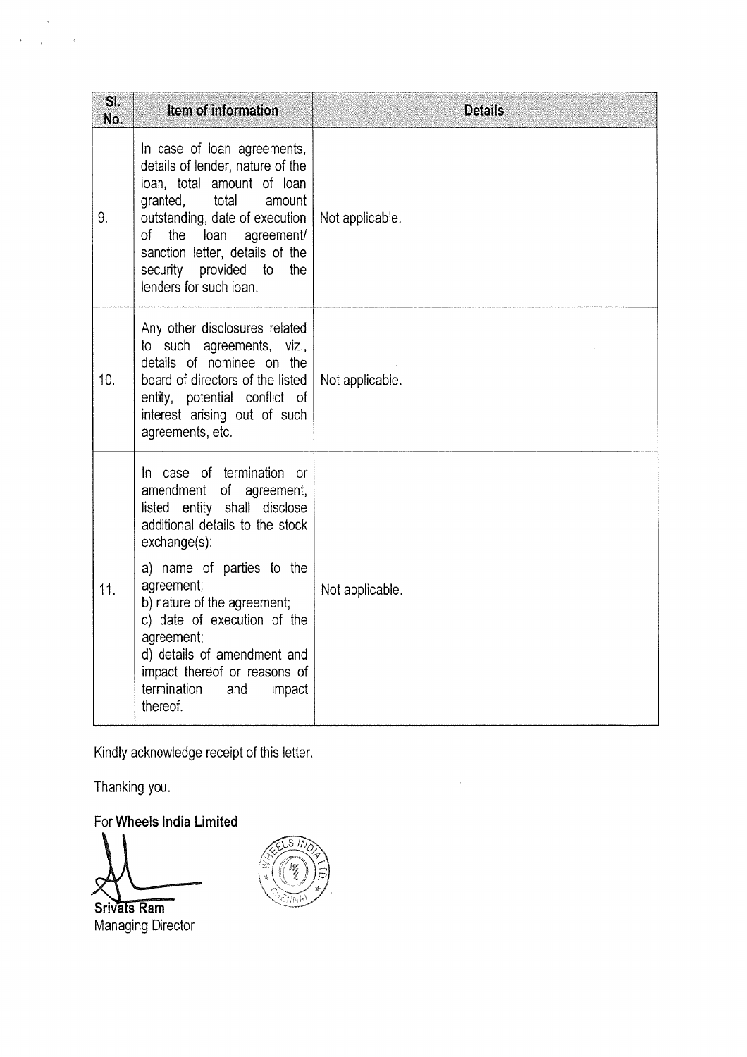| Sl. No. | Item of information | Details |
|---|---|---|
| 9. | In case of loan agreements, details of lender, nature of the loan, total amount of loan granted, total amount outstanding, date of execution of the loan agreement/ sanction letter, details of the security provided to the lenders for such loan. | Not applicable. |
| 10. | Any other disclosures related to such agreements, viz., details of nominee on the board of directors of the listed entity, potential conflict of interest arising out of such agreements, etc. | Not applicable. |
| 11. | In case of termination or amendment of agreement, listed entity shall disclose additional details to the stock exchange(s):<br><br>a) name of parties to the agreement;<br>b) nature of the agreement;<br>c) date of execution of the agreement;<br>d) details of amendment and impact thereof or reasons of termination and impact thereof. | Not applicable. |

Kindly acknowledge receipt of this letter.

Thanking you.

For **Wheels India Limited**

**Srivats Ram**
Managing Director